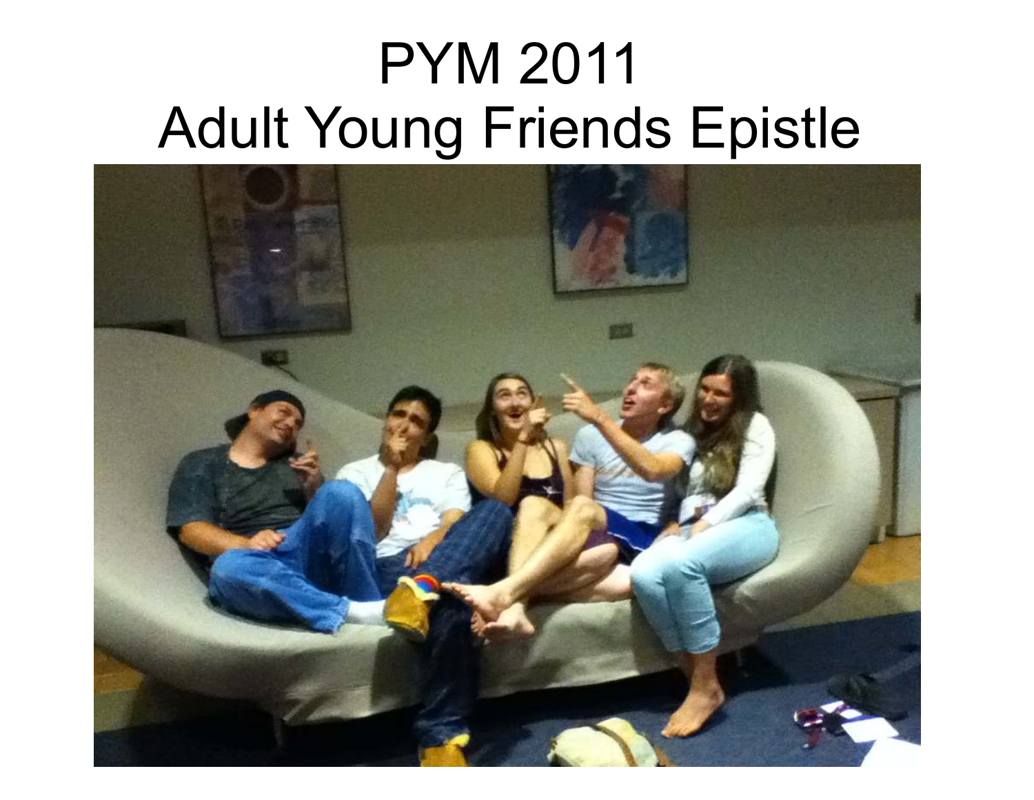# PYM 2011
# Adult Young Friends Epistle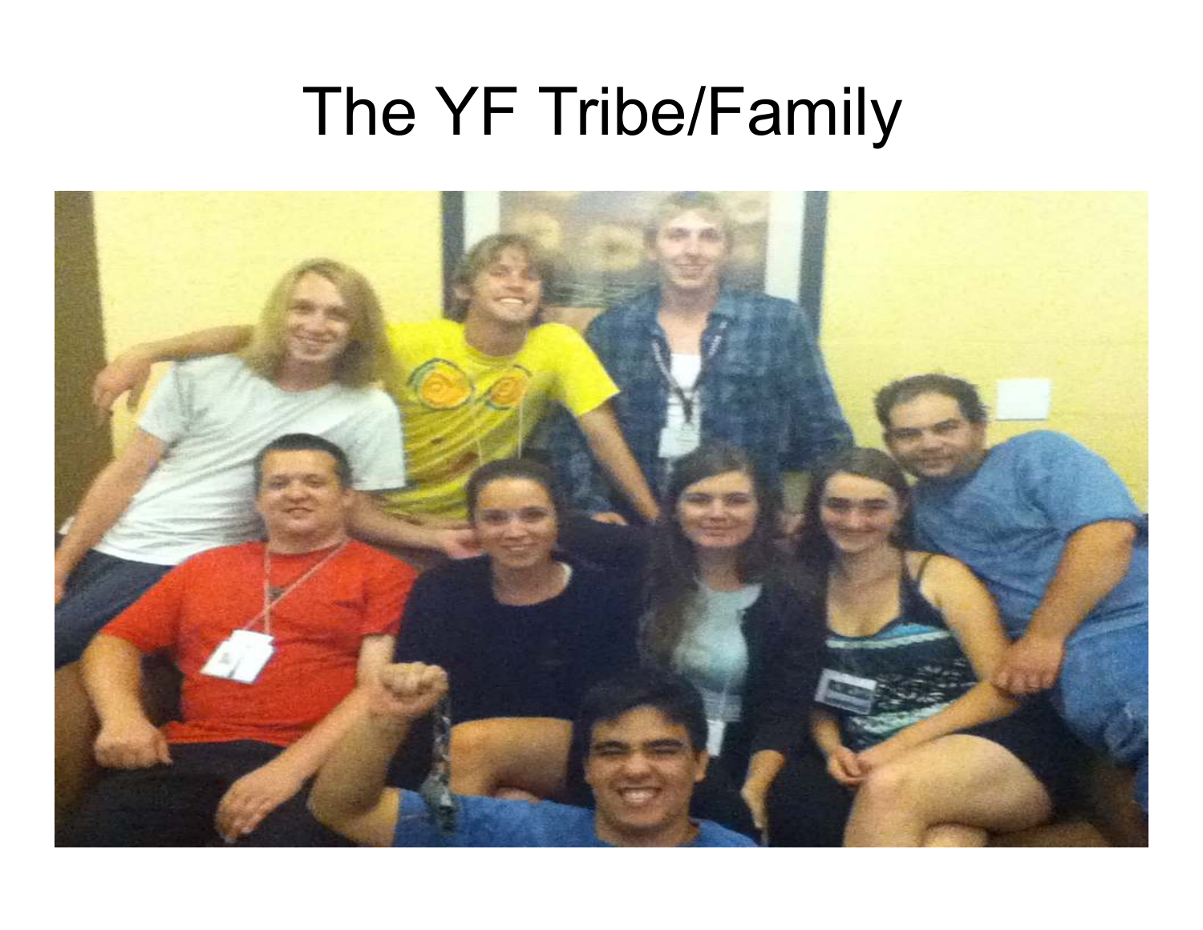# The YF Tribe/Family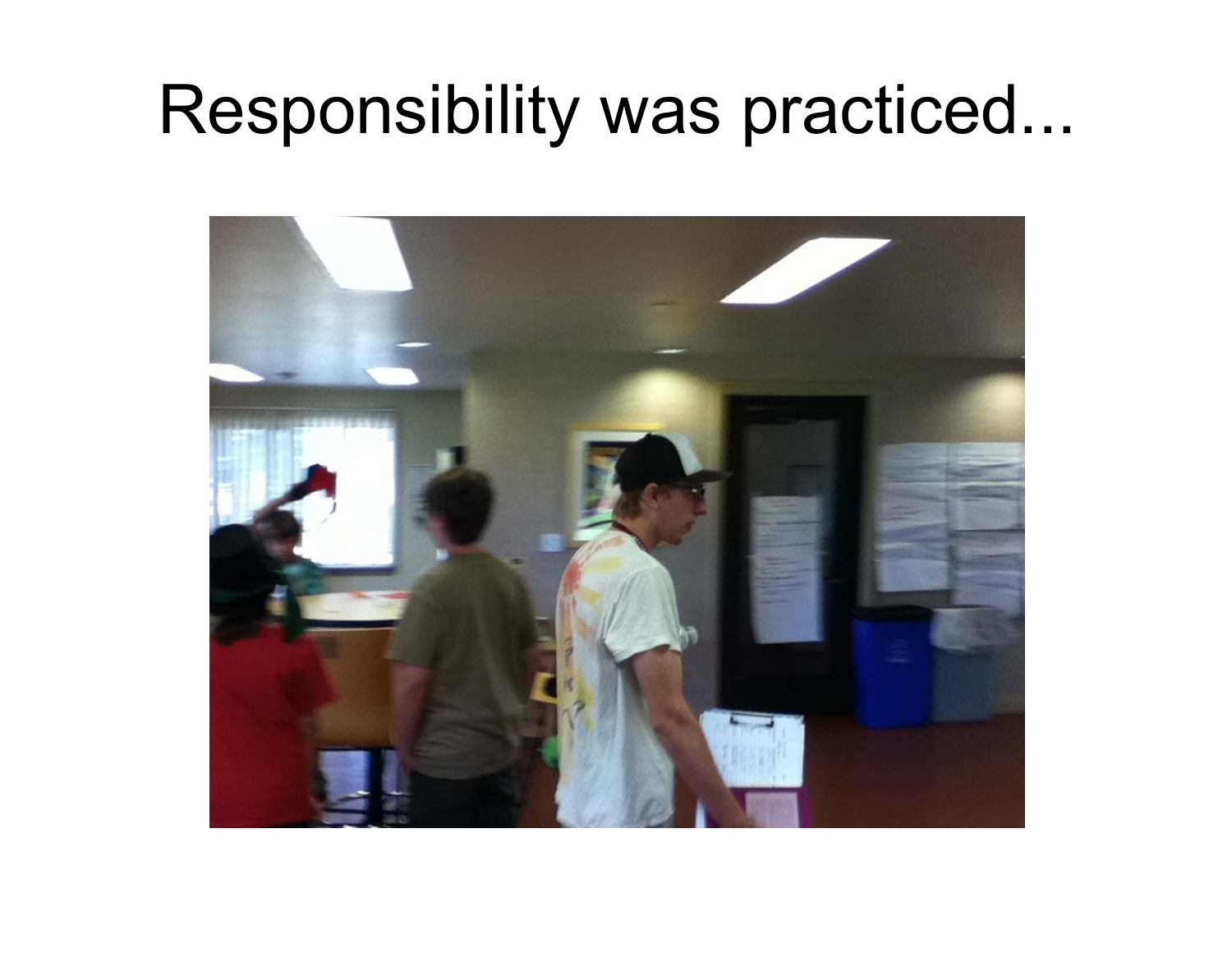# Responsibility was practiced...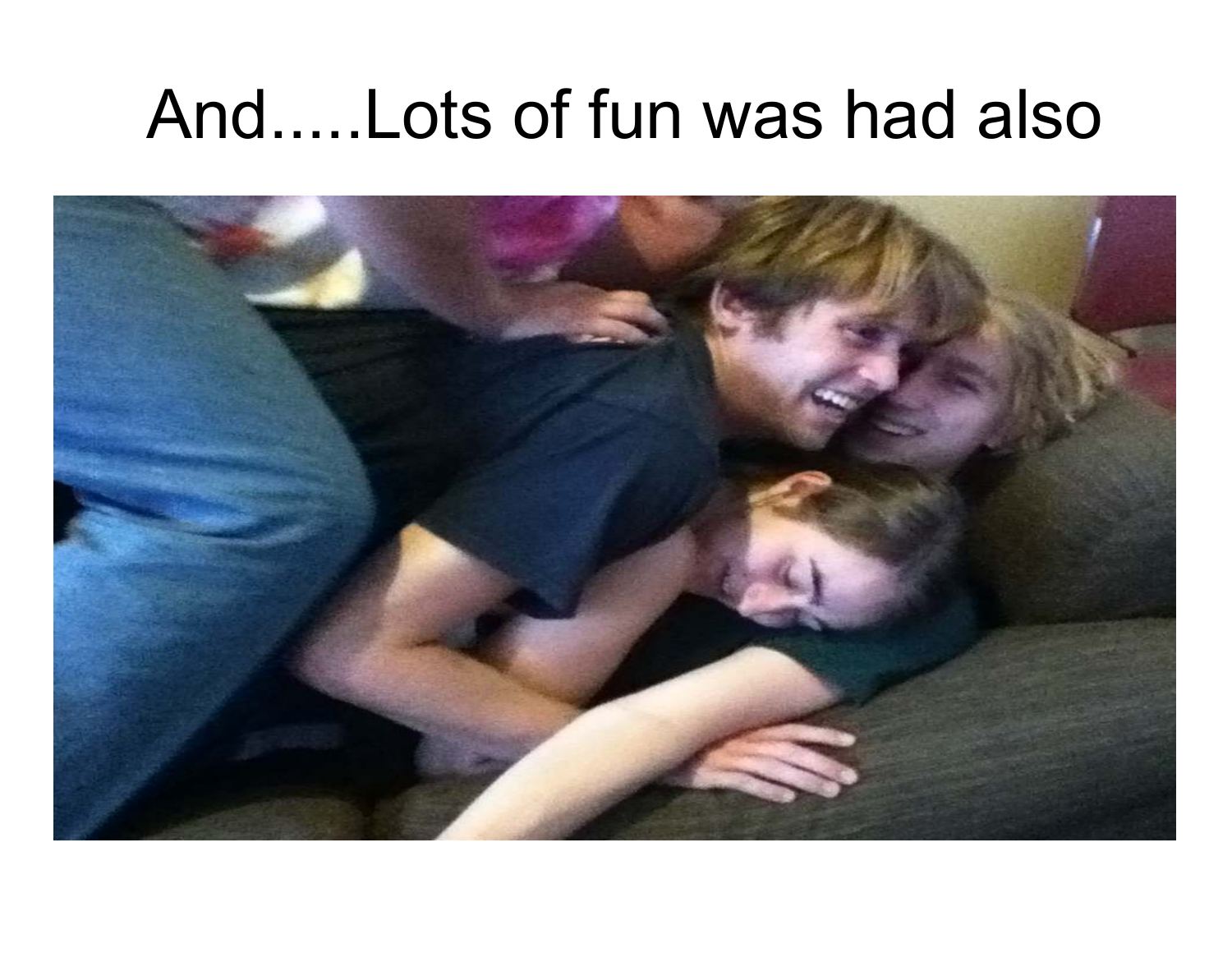# And.....Lots of fun was had also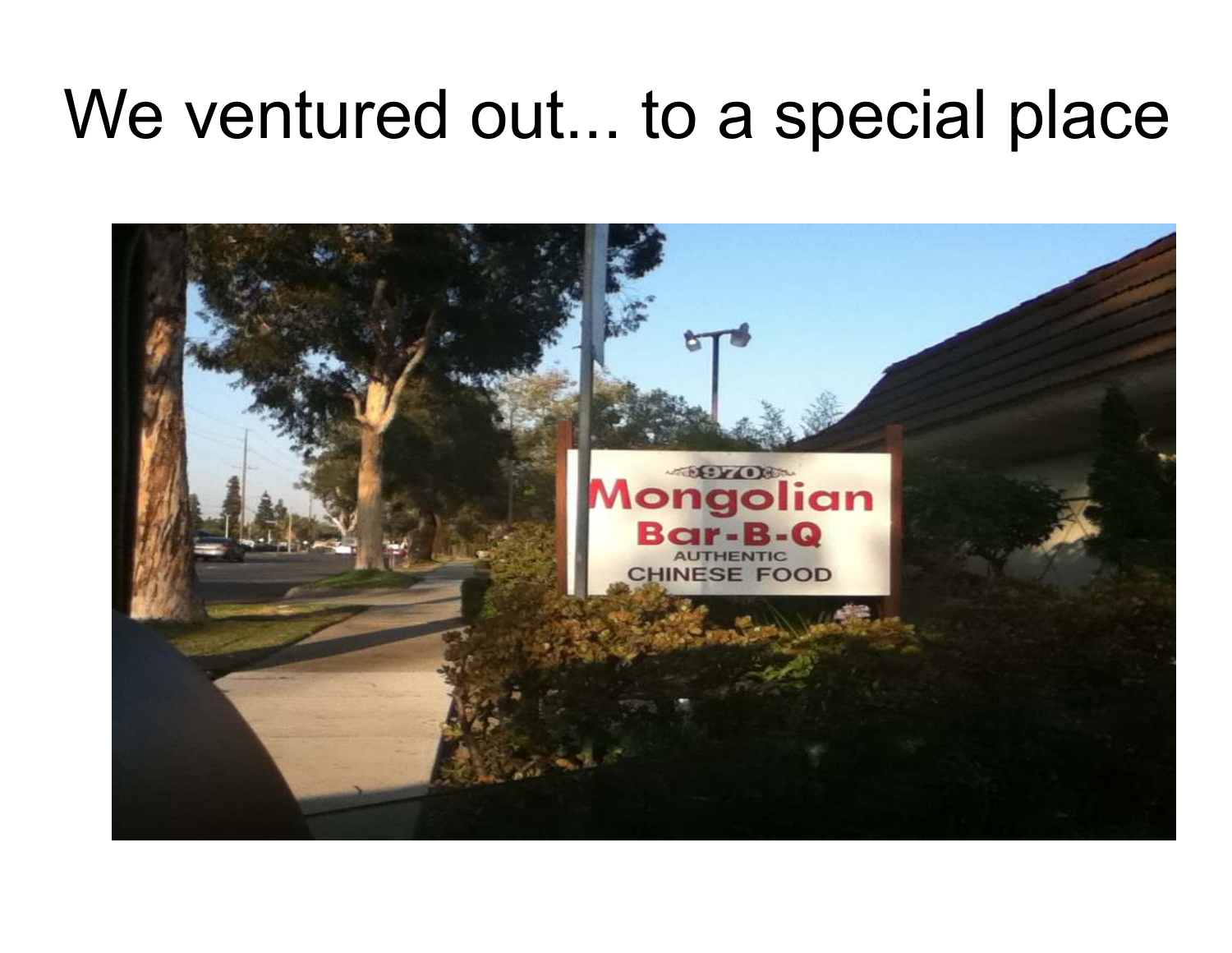# We ventured out... to a special place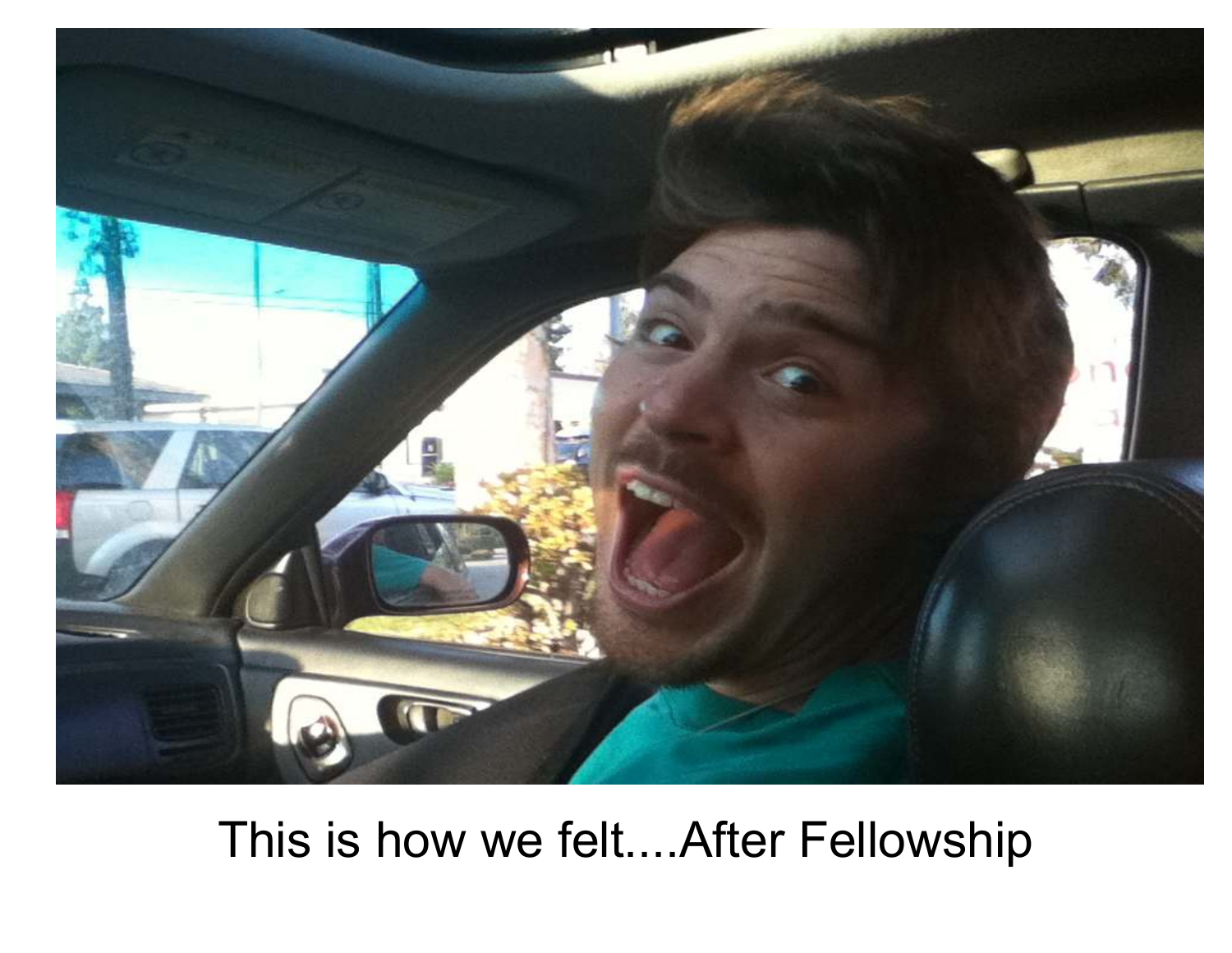This is how we felt....After Fellowship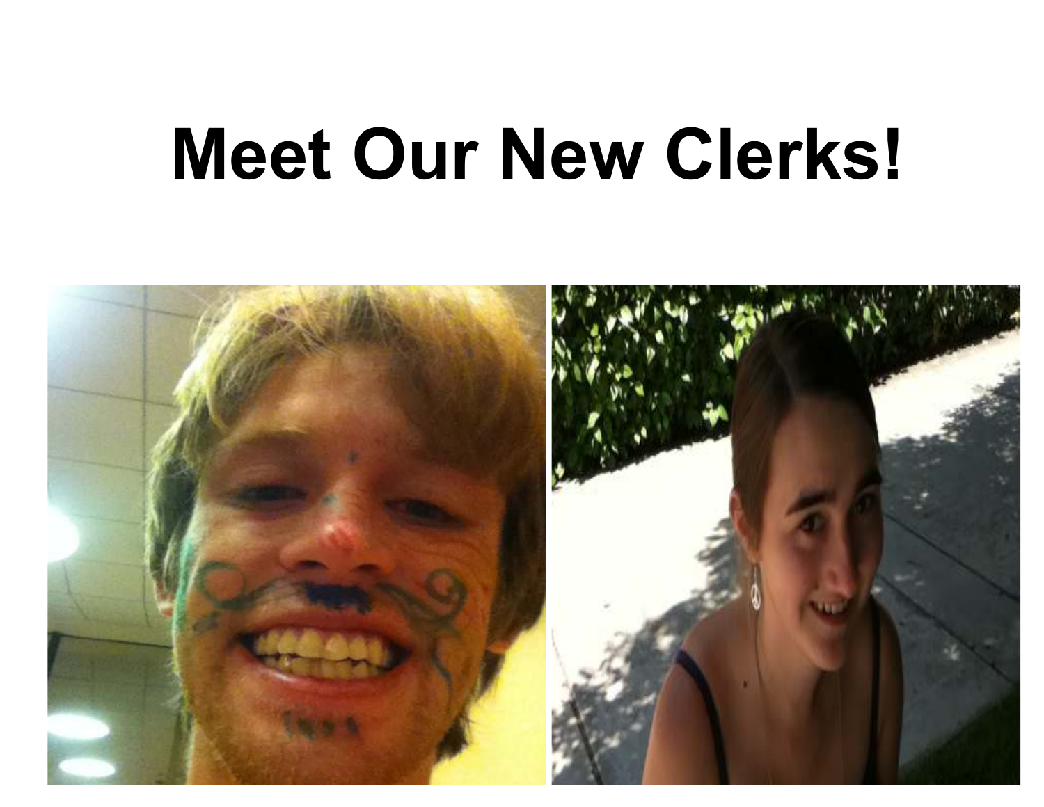# Meet Our New Clerks!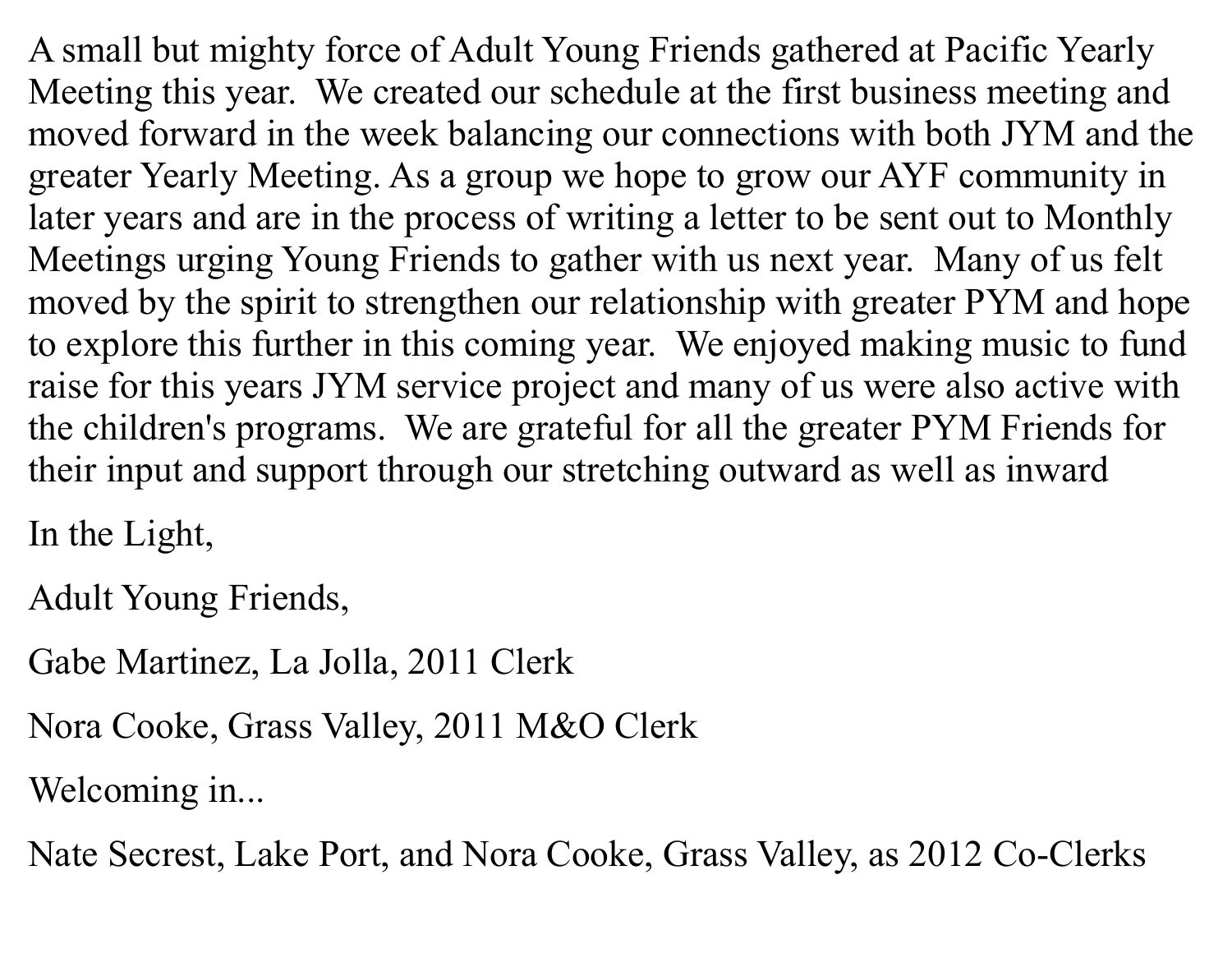A small but mighty force of Adult Young Friends gathered at Pacific Yearly Meeting this year. We created our schedule at the first business meeting and moved forward in the week balancing our connections with both JYM and the greater Yearly Meeting. As a group we hope to grow our AYF community in later years and are in the process of writing a letter to be sent out to Monthly Meetings urging Young Friends to gather with us next year. Many of us felt moved by the spirit to strengthen our relationship with greater PYM and hope to explore this further in this coming year. We enjoyed making music to fund raise for this years JYM service project and many of us were also active with the children's programs. We are grateful for all the greater PYM Friends for their input and support through our stretching outward as well as inward

In the Light,

Adult Young Friends,

Gabe Martinez, La Jolla, 2011 Clerk

Nora Cooke, Grass Valley, 2011 M&O Clerk

Welcoming in...

Nate Secrest, Lake Port, and Nora Cooke, Grass Valley, as 2012 Co-Clerks